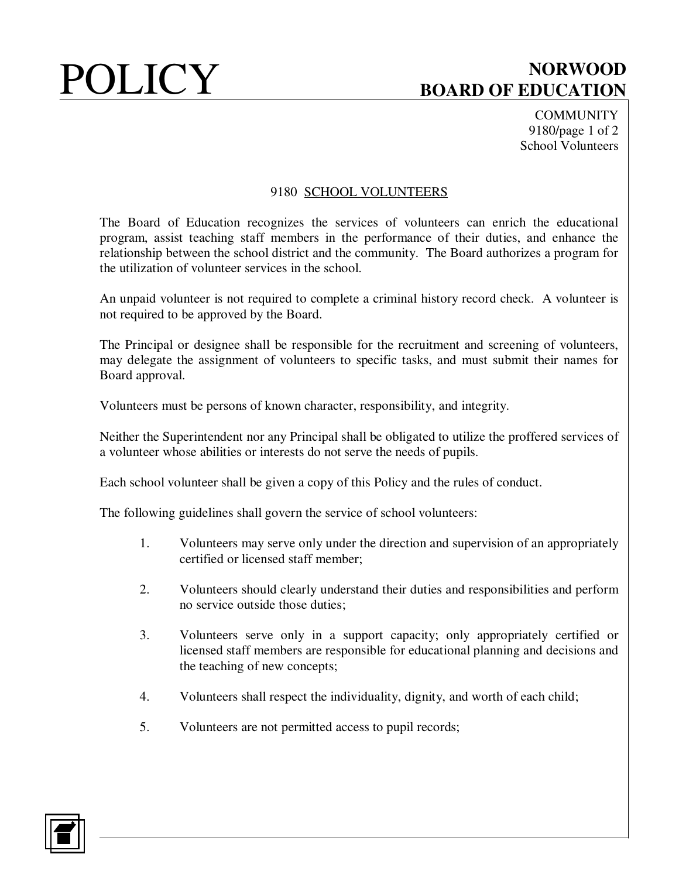# 9180 SCHOOL VOLUNTEERS

The Board of Education recognizes the services of volunteers can enrich the educational program, assist teaching staff members in the performance of their duties, and enhance the relationship between the school district and the community. The Board authorizes a program for the utilization of volunteer services in the school.

An unpaid volunteer is not required to complete a criminal history record check. A volunteer is not required to be approved by the Board.

The Principal or designee shall be responsible for the recruitment and screening of volunteers, may delegate the assignment of volunteers to specific tasks, and must submit their names for Board approval.

Volunteers must be persons of known character, responsibility, and integrity.

Neither the Superintendent nor any Principal shall be obligated to utilize the proffered services of a volunteer whose abilities or interests do not serve the needs of pupils.

Each school volunteer shall be given a copy of this Policy and the rules of conduct.

The following guidelines shall govern the service of school volunteers:

1. Volunteers may serve only under the direction and supervision of an appropriately certified or licensed staff member;

2. Volunteers should clearly understand their duties and responsibilities and perform no service outside those duties;

3. Volunteers serve only in a support capacity; only appropriately certified or licensed staff members are responsible for educational planning and decisions and the teaching of new concepts;

4. Volunteers shall respect the individuality, dignity, and worth of each child;

5. Volunteers are not permitted access to pupil records;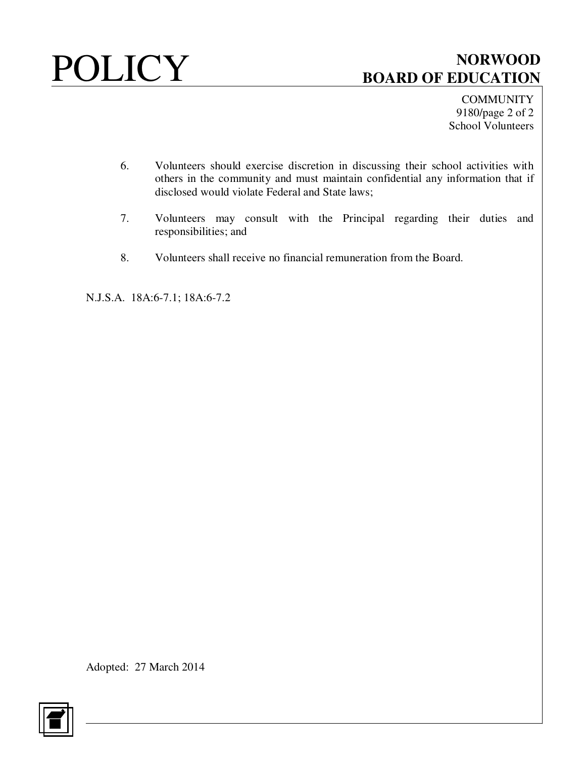6. Volunteers should exercise discretion in discussing their school activities with others in the community and must maintain confidential any information that if disclosed would violate Federal and State laws;

7. Volunteers may consult with the Principal regarding their duties and responsibilities; and

8. Volunteers shall receive no financial remuneration from the Board.

N.J.S.A. 18A:6-7.1; 18A:6-7.2

Adopted: 27 March 2014